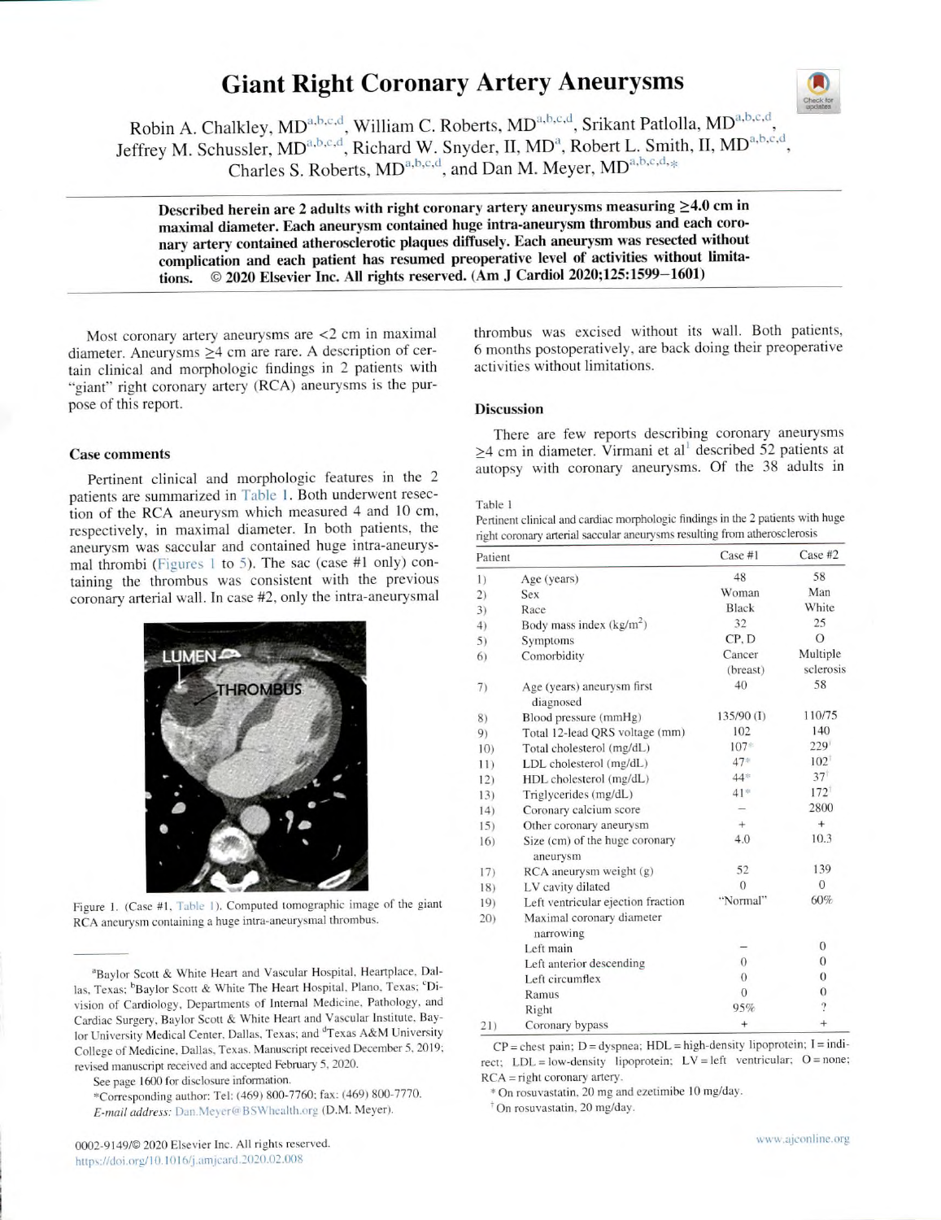# Giant Right Coronary Artery Aneurysms

Robin A. Chalkley, MD[a,b,c,d], William C. Roberts, MD[a,b,c,d], Srikant Patlolla, MD[a,b,c,d], Jeffrey M. Schussler, MD[a,b,c,d], Richard W. Snyder, II, MD[a], Robert L. Smith, II, MD[a,b,c,d], Charles S. Roberts, MD[a,b,c,d], and Dan M. Meyer, MD[a,b,c,d,*]

**Described herein are 2 adults with right coronary artery aneurysms measuring ≥4.0 cm in maximal diameter. Each aneurysm contained huge intra-aneurysm thrombus and each coronary artery contained atherosclerotic plaques diffusely. Each aneurysm was resected without complication and each patient has resumed preoperative level of activities without limitations. © 2020 Elsevier Inc. All rights reserved. (Am J Cardiol 2020;125:1599−1601)**

Most coronary artery aneurysms are <2 cm in maximal diameter. Aneurysms ≥4 cm are rare. A description of certain clinical and morphologic findings in 2 patients with "giant" right coronary artery (RCA) aneurysms is the purpose of this report.

## Case comments

Pertinent clinical and morphologic features in the 2 patients are summarized in Table 1. Both underwent resection of the RCA aneurysm which measured 4 and 10 cm, respectively, in maximal diameter. In both patients, the aneurysm was saccular and contained huge intra-aneurysmal thrombi (Figures 1 to 5). The sac (case #1 only) containing the thrombus was consistent with the previous coronary arterial wall. In case #2, only the intra-aneurysmal thrombus was excised without its wall. Both patients, 6 months postoperatively, are back doing their preoperative activities without limitations.

Figure 1. (Case #1, Table 1). Computed tomographic image of the giant RCA aneurysm containing a huge intra-aneurysmal thrombus.

## Discussion

There are few reports describing coronary aneurysms ≥4 cm in diameter. Virmani et al[1] described 52 patients at autopsy with coronary aneurysms. Of the 38 adults in

Table 1

Pertinent clinical and cardiac morphologic findings in the 2 patients with huge right coronary arterial saccular aneurysms resulting from atherosclerosis

| Patient | | Case #1 | Case #2 |
|---|---|---|---|
| 1) | Age (years) | 48 | 58 |
| 2) | Sex | Woman | Man |
| 3) | Race | Black | White |
| 4) | Body mass index (kg/m²) | 32 | 25 |
| 5) | Symptoms | CP, D | O |
| 6) | Comorbidity | Cancer (breast) | Multiple sclerosis |
| 7) | Age (years) aneurysm first diagnosed | 40 | 58 |
| 8) | Blood pressure (mmHg) | 135/90 (I) | 110/75 |
| 9) | Total 12-lead QRS voltage (mm) | 102 | 140 |
| 10) | Total cholesterol (mg/dL) | 107* | 229† |
| 11) | LDL cholesterol (mg/dL) | 47* | 102† |
| 12) | HDL cholesterol (mg/dL) | 44* | 37† |
| 13) | Triglycerides (mg/dL) | 41* | 172† |
| 14) | Coronary calcium score | − | 2800 |
| 15) | Other coronary aneurysm | + | + |
| 16) | Size (cm) of the huge coronary aneurysm | 4.0 | 10.3 |
| 17) | RCA aneurysm weight (g) | 52 | 139 |
| 18) | LV cavity dilated | 0 | 0 |
| 19) | Left ventricular ejection fraction | "Normal" | 60% |
| 20) | Maximal coronary diameter narrowing | | |
| | Left main | − | 0 |
| | Left anterior descending | 0 | 0 |
| | Left circumflex | 0 | 0 |
| | Ramus | 0 | 0 |
| | Right | 95% | ? |
| 21) | Coronary bypass | + | + |

CP = chest pain; D = dyspnea; HDL = high-density lipoprotein; I = indirect; LDL = low-density lipoprotein; LV = left ventricular; O = none; RCA = right coronary artery.

\* On rosuvastatin, 20 mg and ezetimibe 10 mg/day.

† On rosuvastatin, 20 mg/day.

[a]Baylor Scott & White Heart and Vascular Hospital, Heartplace, Dallas, Texas; [b]Baylor Scott & White The Heart Hospital, Plano, Texas; [c]Division of Cardiology, Departments of Internal Medicine, Pathology, and Cardiac Surgery, Baylor Scott & White Heart and Vascular Institute, Baylor University Medical Center, Dallas, Texas; and [d]Texas A&M University College of Medicine, Dallas, Texas. Manuscript received December 5, 2019; revised manuscript received and accepted February 5, 2020.

See page 1600 for disclosure information.

*Corresponding author: Tel: (469) 800-7760; fax: (469) 800-7770.

*E-mail address:* Dan.Meyer@BSWhealth.org (D.M. Meyer).

0002-9149/© 2020 Elsevier Inc. All rights reserved.
https://doi.org/10.1016/j.amjcard.2020.02.008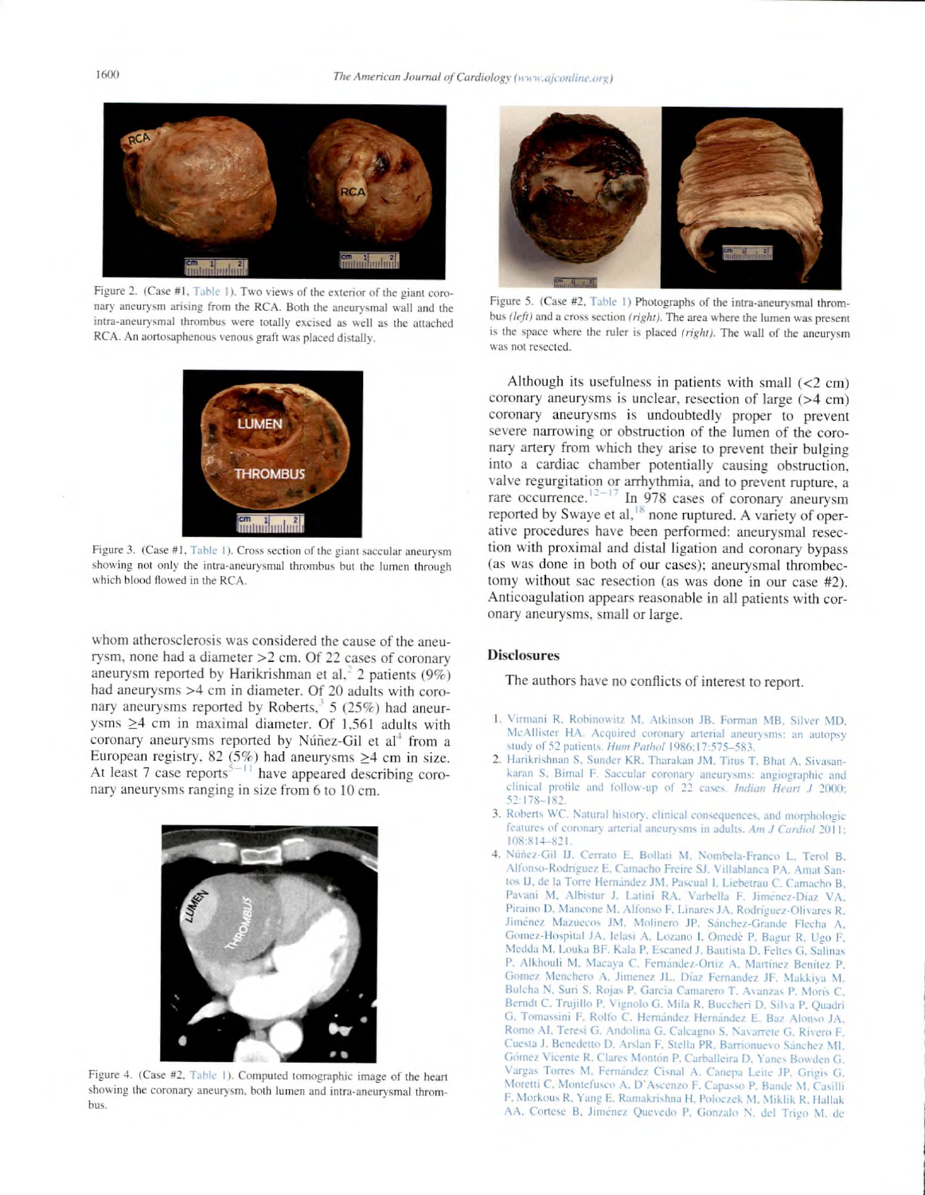Figure 2. (Case #1, Table 1). Two views of the exterior of the giant coronary aneurysm arising from the RCA. Both the aneurysmal wall and the intra-aneurysmal thrombus were totally excised as well as the attached RCA. An aortosaphenous venous graft was placed distally.

Figure 3. (Case #1, Table 1). Cross section of the giant saccular aneurysm showing not only the intra-aneurysmal thrombus but the lumen through which blood flowed in the RCA.

whom atherosclerosis was considered the cause of the aneurysm, none had a diameter >2 cm. Of 22 cases of coronary aneurysm reported by Harikrishman et al,[2] 2 patients (9%) had aneurysms >4 cm in diameter. Of 20 adults with coronary aneurysms reported by Roberts,[3] 5 (25%) had aneurysms ≥4 cm in maximal diameter. Of 1,561 adults with coronary aneurysms reported by Núñez-Gil et al[4] from a European registry, 82 (5%) had aneurysms ≥4 cm in size. At least 7 case reports[5–11] have appeared describing coronary aneurysms ranging in size from 6 to 10 cm.

Figure 4. (Case #2, Table 1). Computed tomographic image of the heart showing the coronary aneurysm, both lumen and intra-aneurysmal thrombus.

Figure 5. (Case #2, Table 1) Photographs of the intra-aneurysmal thrombus *(left)* and a cross section *(right)*. The area where the lumen was present is the space where the ruler is placed *(right)*. The wall of the aneurysm was not resected.

Although its usefulness in patients with small (<2 cm) coronary aneurysms is unclear, resection of large (>4 cm) coronary aneurysms is undoubtedly proper to prevent severe narrowing or obstruction of the lumen of the coronary artery from which they arise to prevent their bulging into a cardiac chamber potentially causing obstruction, valve regurgitation or arrhythmia, and to prevent rupture, a rare occurrence.[12–17] In 978 cases of coronary aneurysm reported by Swaye et al,[18] none ruptured. A variety of operative procedures have been performed: aneurysmal resection with proximal and distal ligation and coronary bypass (as was done in both of our cases); aneurysmal thrombectomy without sac resection (as was done in our case #2). Anticoagulation appears reasonable in all patients with coronary aneurysms, small or large.

## Disclosures

The authors have no conflicts of interest to report.

1. Virmani R, Robinowitz M, Atkinson JB, Forman MB, Silver MD, McAllister HA. Acquired coronary arterial aneurysms: an autopsy study of 52 patients. *Hum Pathol* 1986;17:575–583.
2. Harikrishnan S, Sunder KR, Tharakan JM, Titus T, Bhat A, Sivasankaran S, Bimal F. Saccular coronary aneurysms: angiographic and clinical profile and follow-up of 22 cases. *Indian Heart J* 2000;52:178–182.
3. Roberts WC. Natural history, clinical consequences, and morphologic features of coronary arterial aneurysms in adults. *Am J Cardiol* 2011;108:814–821.
4. Núñez-Gil IJ, Cerrato E, Bollati M, Nombela-Franco L, Terol B, Alfonso-Rodríguez E, Camacho Freire SJ, Villablanca PA, Amat Santos IJ, de la Torre Hernández JM, Pascual I, Liebetrau C, Camacho B, Pavani M, Albistur J, Latini RA, Varbella F, Jiménez-Díaz VA, Piraino D, Mancone M, Alfonso F, Linares JA, Rodríguez-Olivares R, Jiménez Mazuecos JM, Molinero JP, Sánchez-Grande Flecha A, Gomez-Hospital JA, Ielasi A, Lozano I, Omedè P, Bagur R, Ugo F, Medda M, Louka BF, Kala P, Escaned J, Bautista D, Feltes G, Salinas P, Alkhouli M, Macaya C, Fernández-Ortiz A, Martínez Benítez P, Gomez Menchero A, Jimenez JL, Díaz Fernandez JF, Makkiya M, Bulcha N, Suri S, Rojas P, Garcia Camarero T, Avanzas P, Moris C, Berndt C, Trujillo P, Vignolo G, Mila R, Buccheri D, Silva P, Quadri G, Tomassini F, Rolfo C, Hernández Hernández E, Baz Alonso JA, Romo AI, Teresi G, Andolina G, Calcagno S, Navarrete G, Rivero F, Cuesta J, Benedetto D, Arslan F, Stella PR, Barrionuevo Sánchez MI, Gómez Vicente R, Clares Montón P, Carballeira D, Yanes Bowden G, Vargas Torres M, Fernández Cisnal A, Canepa Leite JP, Grigis G, Moretti C, Montefusco A, D'Ascenzo F, Capasso P, Bande M, Casilli F, Morkous R, Yang E, Ramakrishna H, Poloczek M, Miklik R, Hallak AA, Cortese B, Jiménez Quevedo P, Gonzalo N, del Trigo M, de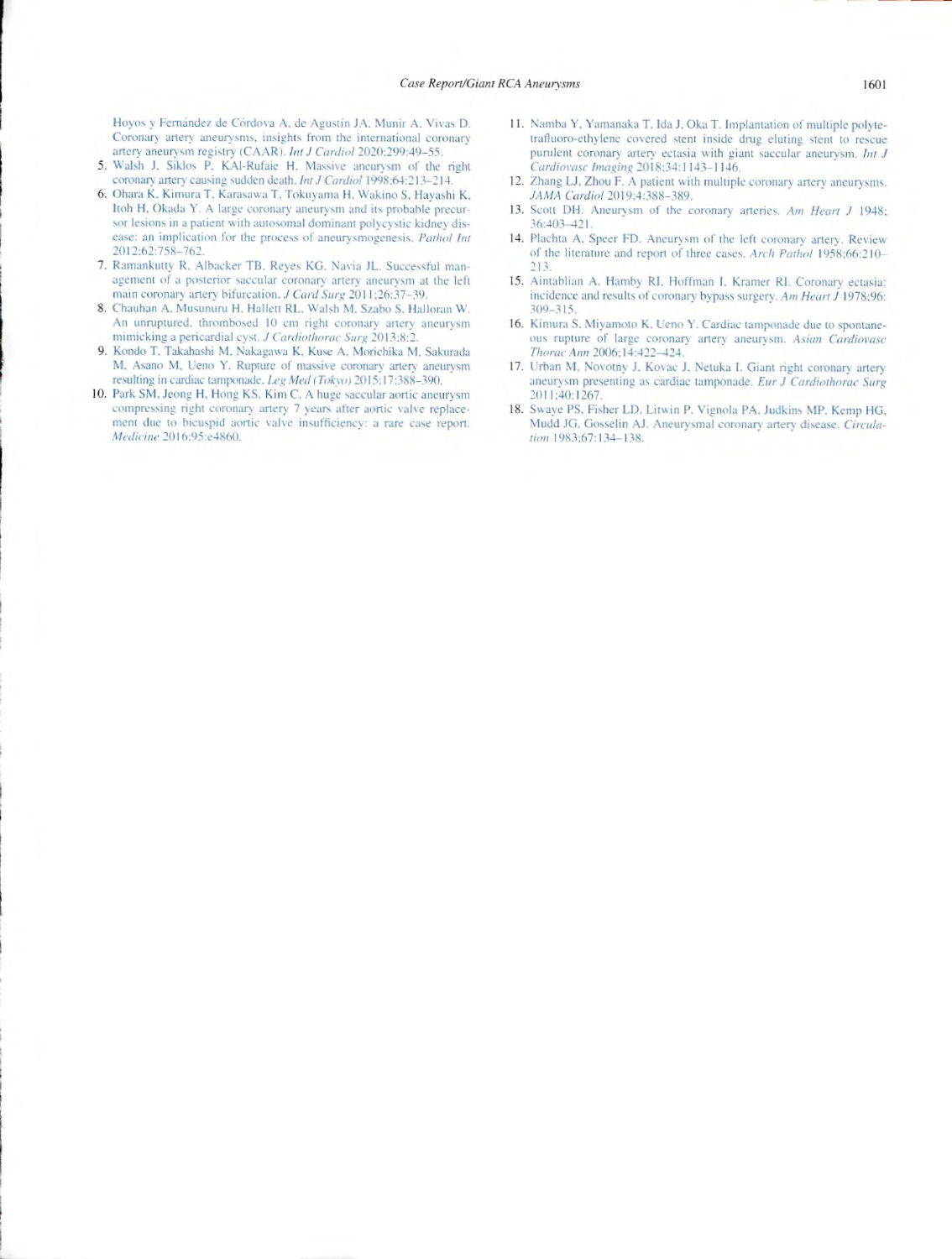Hoyos y Fernández de Córdova A, de Agustín JA, Munir A, Vivas D. Coronary artery aneurysms, insights from the international coronary artery aneurysm registry (CAAR). *Int J Cardiol* 2020;299:49–55.

5. Walsh J, Siklos P, KAl-Rufaie H. Massive aneurysm of the right coronary artery causing sudden death. *Int J Cardiol* 1998;64:213–214.
6. Ohara K, Kimura T, Karasawa T, Tokuyama H, Wakino S, Hayashi K, Itoh H, Okada Y. A large coronary aneurysm and its probable precursor lesions in a patient with autosomal dominant polycystic kidney disease: an implication for the process of aneurysmogenesis. *Pathol Int* 2012;62:758–762.
7. Ramankutty R, Albacker TB, Reyes KG, Navia JL. Successful management of a posterior saccular coronary artery aneurysm at the left main coronary artery bifurcation. *J Card Surg* 2011;26:37–39.
8. Chauhan A, Musunuru H, Hallett RL, Walsh M, Szabo S, Halloran W. An unruptured, thrombosed 10 cm right coronary artery aneurysm mimicking a pericardial cyst. *J Cardiothorac Surg* 2013;8:2.
9. Kondo T, Takahashi M, Nakagawa K, Kuse A, Morichika M, Sakurada M, Asano M, Ueno Y. Rupture of massive coronary artery aneurysm resulting in cardiac tamponade. *Leg Med (Tokyo)* 2015;17:388–390.
10. Park SM, Jeong H, Hong KS, Kim C. A huge saccular aortic aneurysm compressing right coronary artery 7 years after aortic valve replacement due to bicuspid aortic valve insufficiency: a rare case report. *Medicine* 2016;95:e4860.
11. Namba Y, Yamanaka T, Ida J, Oka T. Implantation of multiple polytetrafluoro-ethylene covered stent inside drug eluting stent to rescue purulent coronary artery ectasia with giant saccular aneurysm. *Int J Cardiovasc Imaging* 2018;34:1143–1146.
12. Zhang LJ, Zhou F. A patient with multiple coronary artery aneurysms. *JAMA Cardiol* 2019;4:388–389.
13. Scott DH. Aneurysm of the coronary arteries. *Am Heart J* 1948; 36:403–421.
14. Plachta A, Speer FD. Aneurysm of the left coronary artery. Review of the literature and report of three cases. *Arch Pathol* 1958;66:210–213.
15. Aintablian A, Hamby RI, Hoffman I, Kramer RI. Coronary ectasia: incidence and results of coronary bypass surgery. *Am Heart J* 1978;96: 309–315.
16. Kimura S, Miyamoto K, Ueno Y. Cardiac tamponade due to spontaneous rupture of large coronary artery aneurysm. *Asian Cardiovasc Thorac Ann* 2006;14:422–424.
17. Urban M, Novotny J, Kovac J, Netuka I. Giant right coronary artery aneurysm presenting as cardiac tamponade. *Eur J Cardiothorac Surg* 2011;40:1267.
18. Swaye PS, Fisher LD, Litwin P, Vignola PA, Judkins MP, Kemp HG, Mudd JG, Gosselin AJ. Aneurysmal coronary artery disease. *Circulation* 1983;67:134–138.